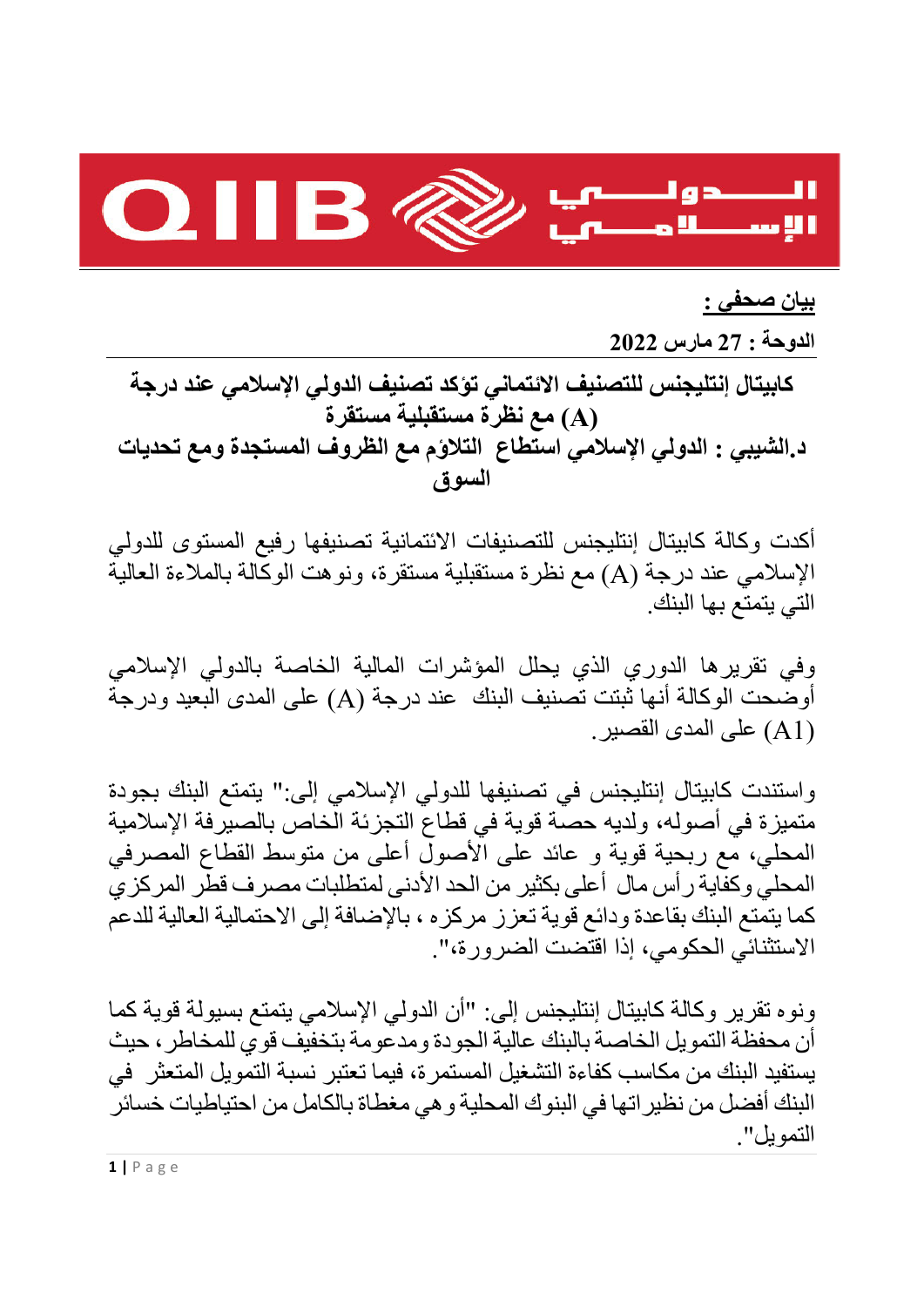**بيان صحفي :**

**الدوحة : 27 مارس 2022**

## كابيتال إنتليجنس للتصنيف الائتماني تؤكد تصنيف الدولي الإسلامي عند درجة (A) مع نظرة مستقبلية مستقرة

## د.الشيبي : الدولي الإسلامي استطاع التلاؤم مع الظروف المستجدة ومع تحديات السوق

أكدت وكالة كابيتال إنتليجنس للتصنيفات الائتمانية تصنيفها رفيع المستوى للدولي الإسلامي عند درجة (A) مع نظرة مستقبلية مستقرة، ونوهت الوكالة بالملاءة العالية التي يتمتع بها البنك.

وفي تقريرها الدوري الذي يحلل المؤشرات المالية الخاصة بالدولي الإسلامي أوضحت الوكالة أنها ثبتت تصنيف البنك عند درجة (A) على المدى البعيد ودرجة (A1) على المدى القصير.

واستندت كابيتال إنتليجنس في تصنيفها للدولي الإسلامي إلى:" يتمتع البنك بجودة متميزة في أصوله، ولديه حصة قوية في قطاع التجزئة الخاص بالصيرفة الإسلامية المحلي، مع ربحية قوية و عائد على الأصول أعلى من متوسط القطاع المصرفي المحلي وكفاية رأس مال أعلى بكثير من الحد الأدنى لمتطلبات مصرف قطر المركزي كما يتمتع البنك بقاعدة ودائع قوية تعزز مركزه ، بالإضافة إلى الاحتمالية العالية للدعم الاستثنائي الحكومي، إذا اقتضت الضرورة،".

ونوه تقرير وكالة كابيتال إنتليجنس إلى: "أن الدولي الإسلامي يتمتع بسيولة قوية كما أن محفظة التمويل الخاصة بالبنك عالية الجودة ومدعومة بتخفيف قوي للمخاطر، حيث يستفيد البنك من مكاسب كفاءة التشغيل المستمرة، فيما تعتبر نسبة التمويل المتعثر في البنك أفضل من نظيراتها في البنوك المحلية وهي مغطاة بالكامل من احتياطيات خسائر التمويل".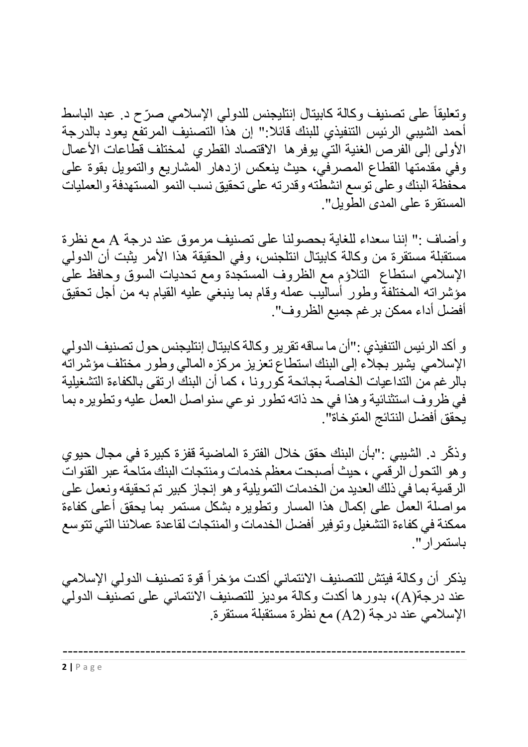وتعليقاً على تصنيف وكالة كابيتال إنتليجنس للدولي الإسلامي صرّح د. عبد الباسط أحمد الشيبي الرئيس التنفيذي للبنك قائلا:" إن هذا التصنيف المرتفع يعود بالدرجة الأولى إلى الفرص الغنية التي يوفرها الاقتصاد القطري لمختلف قطاعات الأعمال وفي مقدمتها القطاع المصرفي، حيث ينعكس ازدهار المشاريع والتمويل بقوة على محفظة البنك وعلى توسع انشطته وقدرته على تحقيق نسب النمو المستهدفة والعمليات المستقرة على المدى الطويل".

وأضاف :" إننا سعداء للغاية بحصولنا على تصنيف مرموق عند درجة A مع نظرة مستقبلة مستقرة من وكالة كابيتال انتلجنس، وفي الحقيقة هذا الأمر يثبت أن الدولي الإسلامي استطاع التلاؤم مع الظروف المستجدة ومع تحديات السوق وحافظ على مؤشراته المختلفة وطور أساليب عمله وقام بما ينبغي عليه القيام به من أجل تحقيق أفضل أداء ممكن برغم جميع الظروف".

و أكد الرئيس التنفيذي :"أن ما ساقه تقرير وكالة كابيتال إنتليجنس حول تصنيف الدولي الإسلامي يشير بجلاء إلى البنك استطاع تعزيز مركزه المالي وطور مختلف مؤشراته بالرغم من التداعيات الخاصة بجائحة كورونا ، كما أن البنك ارتقى بالكفاءة التشغيلية في ظروف استثنائية وهذا في حد ذاته تطور نوعي سنواصل العمل عليه وتطويره بما يحقق أفضل النتائج المتوخاة".

وذكّر د. الشيبي :"بأن البنك حقق خلال الفترة الماضية قفزة كبيرة في مجال حيوي وهو التحول الرقمي ، حيث أصبحت معظم خدمات ومنتجات البنك متاحة عبر القنوات الرقمية بما في ذلك العديد من الخدمات التمويلية وهو إنجاز كبير تم تحقيقه ونعمل على مواصلة العمل على إكمال هذا المسار وتطويره بشكل مستمر بما يحقق أعلى كفاءة ممكنة في كفاءة التشغيل وتوفير أفضل الخدمات والمنتجات لقاعدة عملائنا التي تتوسع باستمرار".

يذكر أن وكالة فيتش للتصنيف الائتماني أكدت مؤخراً قوة تصنيف الدولي الإسلامي عند درجة(A)، بدورها أكدت وكالة موديز للتصنيف الائتماني على تصنيف الدولي الإسلامي عند درجة (A2) مع نظرة مستقبلة مستقرة.

-----------------------------------------------------------------------------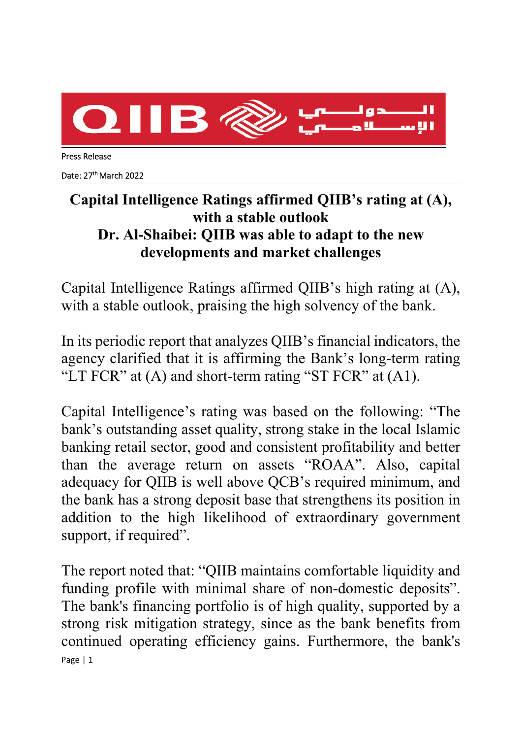Press Release

Date: 27th March 2022

## Capital Intelligence Ratings affirmed QIIB's rating at (A), with a stable outlook

## Dr. Al-Shaibei: QIIB was able to adapt to the new developments and market challenges

Capital Intelligence Ratings affirmed QIIB's high rating at (A), with a stable outlook, praising the high solvency of the bank.

In its periodic report that analyzes QIIB's financial indicators, the agency clarified that it is affirming the Bank's long-term rating "LT FCR" at (A) and short-term rating "ST FCR" at (A1).

Capital Intelligence's rating was based on the following: "The bank's outstanding asset quality, strong stake in the local Islamic banking retail sector, good and consistent profitability and better than the average return on assets "ROAA". Also, capital adequacy for QIIB is well above QCB's required minimum, and the bank has a strong deposit base that strengthens its position in addition to the high likelihood of extraordinary government support, if required".

The report noted that: "QIIB maintains comfortable liquidity and funding profile with minimal share of non-domestic deposits". The bank's financing portfolio is of high quality, supported by a strong risk mitigation strategy, since ~~as~~ the bank benefits from continued operating efficiency gains. Furthermore, the bank's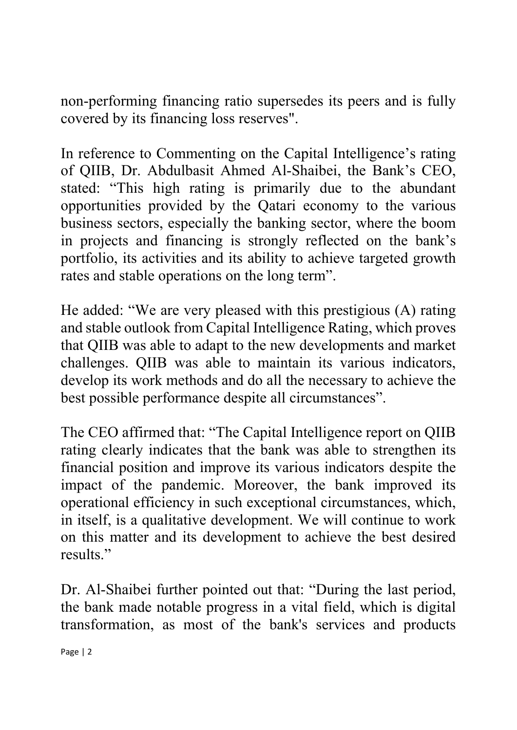non-performing financing ratio supersedes its peers and is fully covered by its financing loss reserves".

In reference to Commenting on the Capital Intelligence's rating of QIIB, Dr. Abdulbasit Ahmed Al-Shaibei, the Bank's CEO, stated: "This high rating is primarily due to the abundant opportunities provided by the Qatari economy to the various business sectors, especially the banking sector, where the boom in projects and financing is strongly reflected on the bank's portfolio, its activities and its ability to achieve targeted growth rates and stable operations on the long term".

He added: "We are very pleased with this prestigious (A) rating and stable outlook from Capital Intelligence Rating, which proves that QIIB was able to adapt to the new developments and market challenges. QIIB was able to maintain its various indicators, develop its work methods and do all the necessary to achieve the best possible performance despite all circumstances".

The CEO affirmed that: "The Capital Intelligence report on QIIB rating clearly indicates that the bank was able to strengthen its financial position and improve its various indicators despite the impact of the pandemic. Moreover, the bank improved its operational efficiency in such exceptional circumstances, which, in itself, is a qualitative development. We will continue to work on this matter and its development to achieve the best desired results."

Dr. Al-Shaibei further pointed out that: "During the last period, the bank made notable progress in a vital field, which is digital transformation, as most of the bank's services and products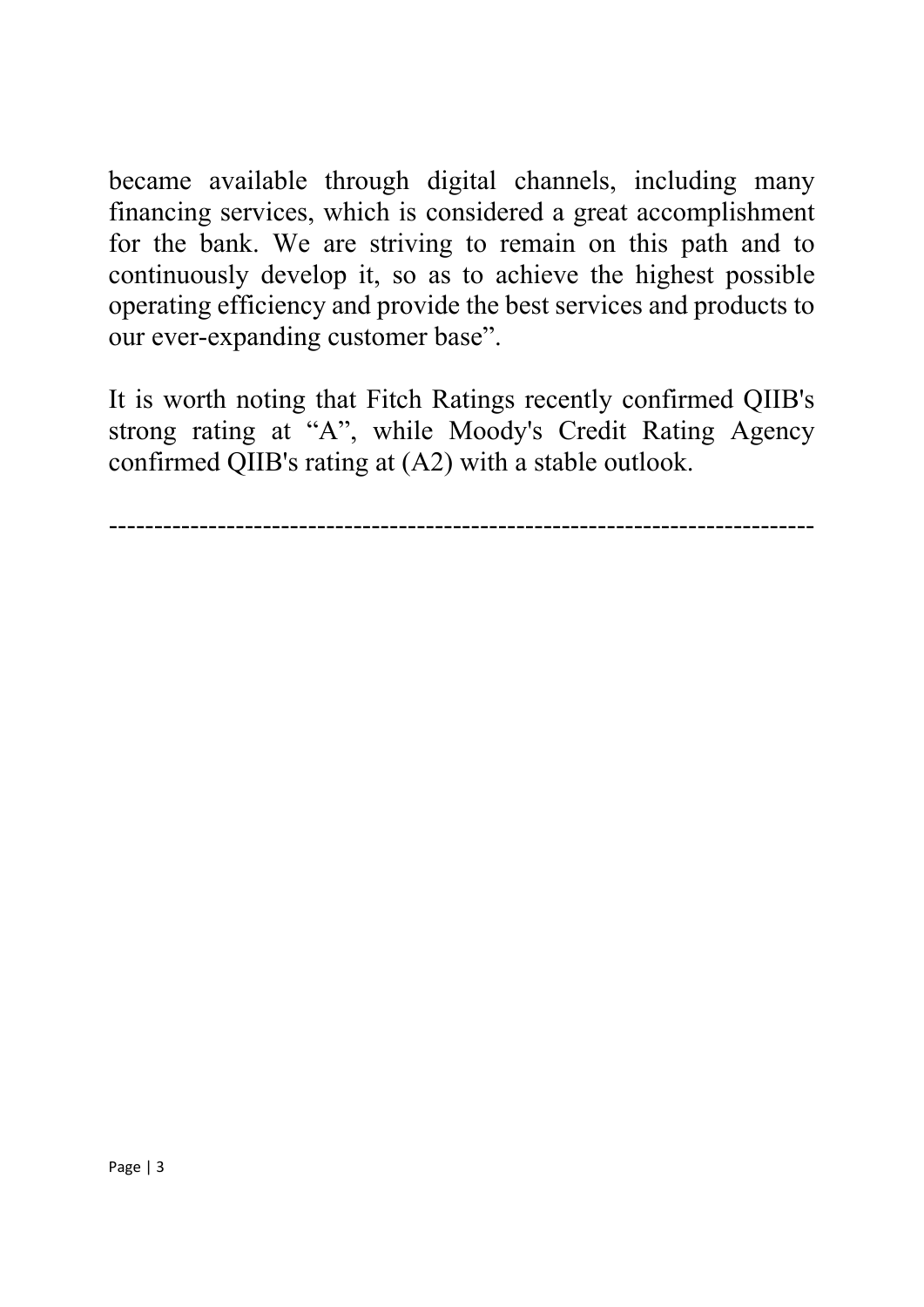became available through digital channels, including many financing services, which is considered a great accomplishment for the bank. We are striving to remain on this path and to continuously develop it, so as to achieve the highest possible operating efficiency and provide the best services and products to our ever-expanding customer base".

It is worth noting that Fitch Ratings recently confirmed QIIB's strong rating at "A", while Moody's Credit Rating Agency confirmed QIIB's rating at (A2) with a stable outlook.

---